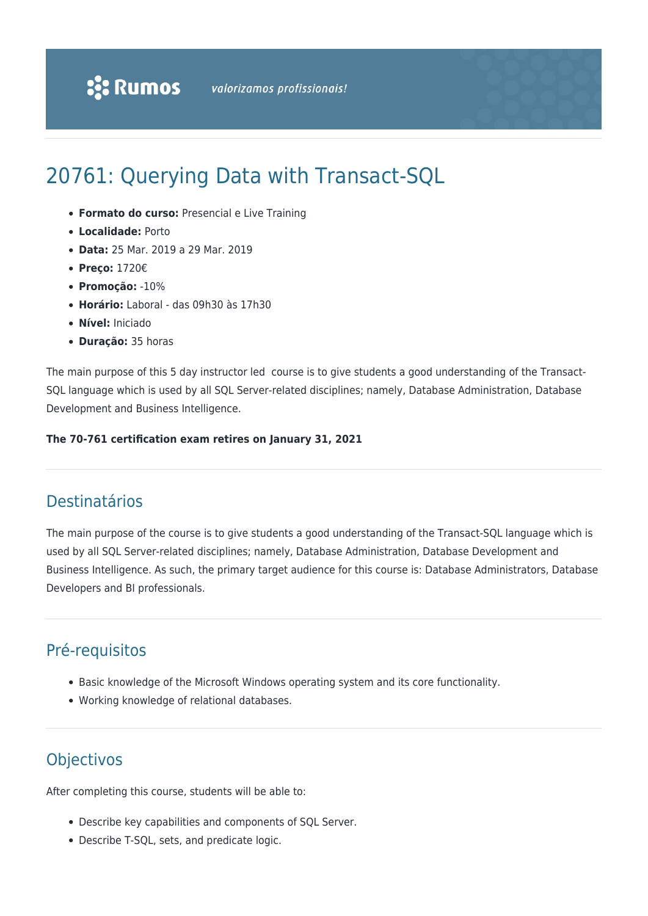Rumos — valorizamos profissionais!

# 20761: Querying Data with Transact-SQL

- **Formato do curso:** Presencial e Live Training
- **Localidade:** Porto
- **Data:** 25 Mar. 2019 a 29 Mar. 2019
- **Preço:** 1720€
- **Promoção:** -10%
- **Horário:** Laboral - das 09h30 às 17h30
- **Nível:** Iniciado
- **Duração:** 35 horas

The main purpose of this 5 day instructor led course is to give students a good understanding of the Transact-SQL language which is used by all SQL Server-related disciplines; namely, Database Administration, Database Development and Business Intelligence.

**The 70-761 certification exam retires on January 31, 2021**

## Destinatários

The main purpose of the course is to give students a good understanding of the Transact-SQL language which is used by all SQL Server-related disciplines; namely, Database Administration, Database Development and Business Intelligence. As such, the primary target audience for this course is: Database Administrators, Database Developers and BI professionals.

## Pré-requisitos

- Basic knowledge of the Microsoft Windows operating system and its core functionality.
- Working knowledge of relational databases.

## Objectivos

After completing this course, students will be able to:

- Describe key capabilities and components of SQL Server.
- Describe T-SQL, sets, and predicate logic.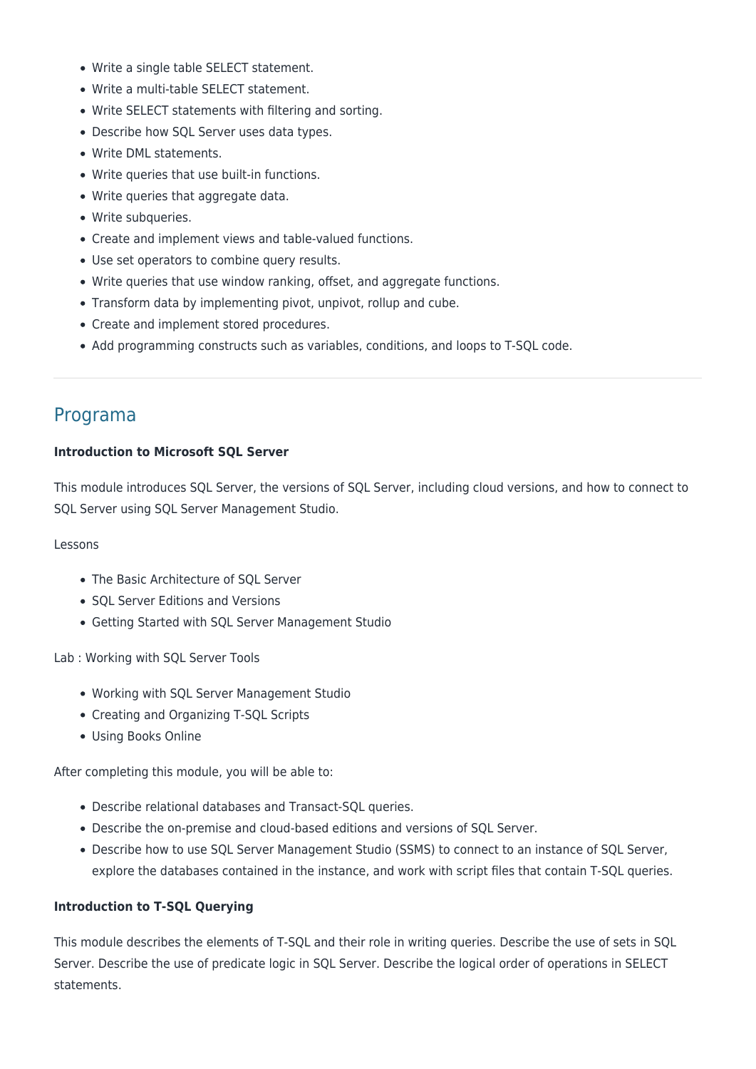- Write a single table SELECT statement.
- Write a multi-table SELECT statement.
- Write SELECT statements with filtering and sorting.
- Describe how SQL Server uses data types.
- Write DML statements.
- Write queries that use built-in functions.
- Write queries that aggregate data.
- Write subqueries.
- Create and implement views and table-valued functions.
- Use set operators to combine query results.
- Write queries that use window ranking, offset, and aggregate functions.
- Transform data by implementing pivot, unpivot, rollup and cube.
- Create and implement stored procedures.
- Add programming constructs such as variables, conditions, and loops to T-SQL code.

---

## Programa

**Introduction to Microsoft SQL Server**

This module introduces SQL Server, the versions of SQL Server, including cloud versions, and how to connect to SQL Server using SQL Server Management Studio.

Lessons

- The Basic Architecture of SQL Server
- SQL Server Editions and Versions
- Getting Started with SQL Server Management Studio

Lab : Working with SQL Server Tools

- Working with SQL Server Management Studio
- Creating and Organizing T-SQL Scripts
- Using Books Online

After completing this module, you will be able to:

- Describe relational databases and Transact-SQL queries.
- Describe the on-premise and cloud-based editions and versions of SQL Server.
- Describe how to use SQL Server Management Studio (SSMS) to connect to an instance of SQL Server, explore the databases contained in the instance, and work with script files that contain T-SQL queries.

**Introduction to T-SQL Querying**

This module describes the elements of T-SQL and their role in writing queries. Describe the use of sets in SQL Server. Describe the use of predicate logic in SQL Server. Describe the logical order of operations in SELECT statements.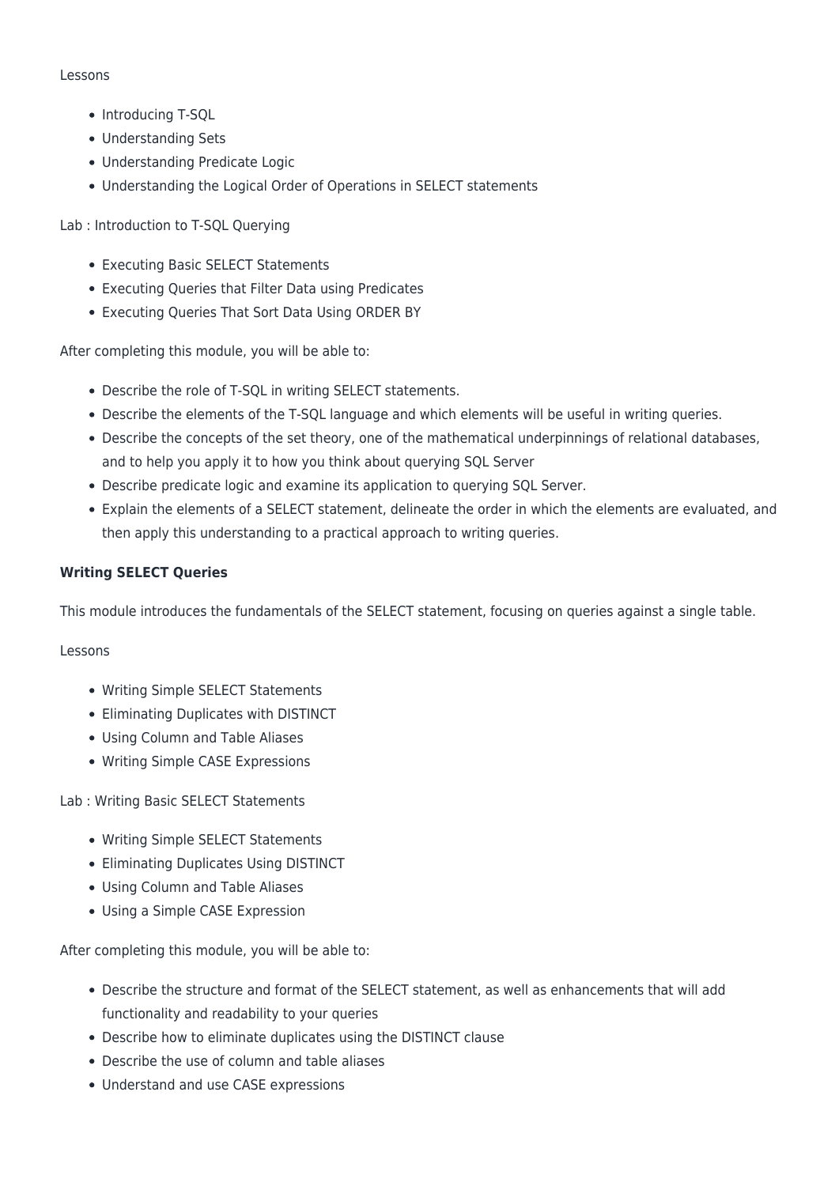Lessons

- Introducing T-SQL
- Understanding Sets
- Understanding Predicate Logic
- Understanding the Logical Order of Operations in SELECT statements

Lab : Introduction to T-SQL Querying

- Executing Basic SELECT Statements
- Executing Queries that Filter Data using Predicates
- Executing Queries That Sort Data Using ORDER BY

After completing this module, you will be able to:

- Describe the role of T-SQL in writing SELECT statements.
- Describe the elements of the T-SQL language and which elements will be useful in writing queries.
- Describe the concepts of the set theory, one of the mathematical underpinnings of relational databases, and to help you apply it to how you think about querying SQL Server
- Describe predicate logic and examine its application to querying SQL Server.
- Explain the elements of a SELECT statement, delineate the order in which the elements are evaluated, and then apply this understanding to a practical approach to writing queries.

**Writing SELECT Queries**

This module introduces the fundamentals of the SELECT statement, focusing on queries against a single table.

Lessons

- Writing Simple SELECT Statements
- Eliminating Duplicates with DISTINCT
- Using Column and Table Aliases
- Writing Simple CASE Expressions

Lab : Writing Basic SELECT Statements

- Writing Simple SELECT Statements
- Eliminating Duplicates Using DISTINCT
- Using Column and Table Aliases
- Using a Simple CASE Expression

After completing this module, you will be able to:

- Describe the structure and format of the SELECT statement, as well as enhancements that will add functionality and readability to your queries
- Describe how to eliminate duplicates using the DISTINCT clause
- Describe the use of column and table aliases
- Understand and use CASE expressions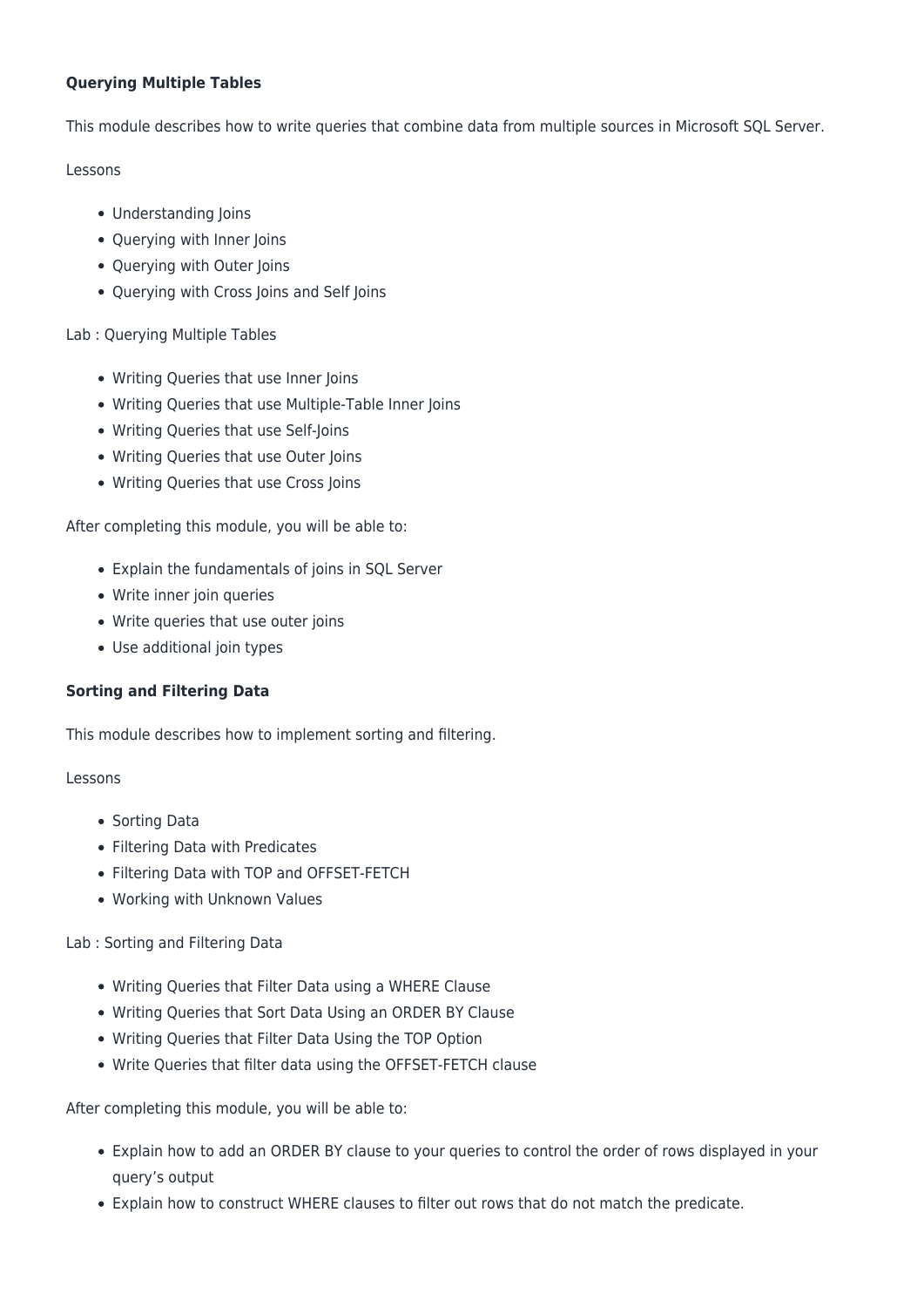**Querying Multiple Tables**

This module describes how to write queries that combine data from multiple sources in Microsoft SQL Server.

Lessons

- Understanding Joins
- Querying with Inner Joins
- Querying with Outer Joins
- Querying with Cross Joins and Self Joins

Lab : Querying Multiple Tables

- Writing Queries that use Inner Joins
- Writing Queries that use Multiple-Table Inner Joins
- Writing Queries that use Self-Joins
- Writing Queries that use Outer Joins
- Writing Queries that use Cross Joins

After completing this module, you will be able to:

- Explain the fundamentals of joins in SQL Server
- Write inner join queries
- Write queries that use outer joins
- Use additional join types

**Sorting and Filtering Data**

This module describes how to implement sorting and filtering.

Lessons

- Sorting Data
- Filtering Data with Predicates
- Filtering Data with TOP and OFFSET-FETCH
- Working with Unknown Values

Lab : Sorting and Filtering Data

- Writing Queries that Filter Data using a WHERE Clause
- Writing Queries that Sort Data Using an ORDER BY Clause
- Writing Queries that Filter Data Using the TOP Option
- Write Queries that filter data using the OFFSET-FETCH clause

After completing this module, you will be able to:

- Explain how to add an ORDER BY clause to your queries to control the order of rows displayed in your query's output
- Explain how to construct WHERE clauses to filter out rows that do not match the predicate.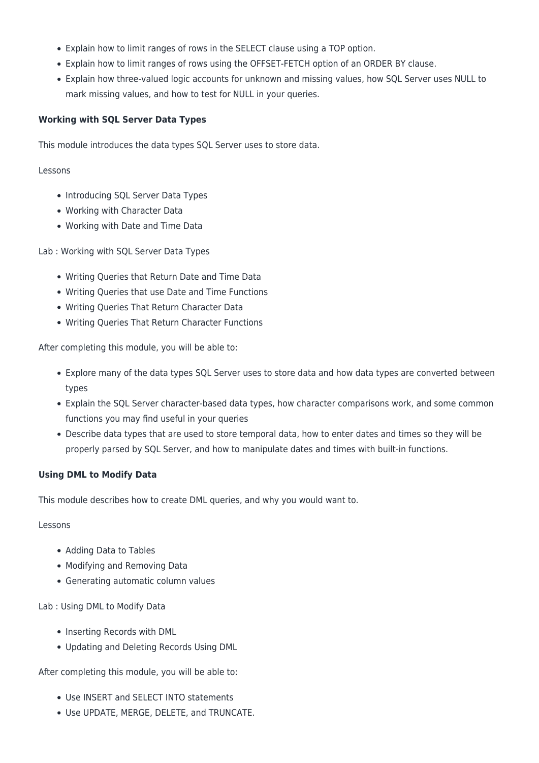- Explain how to limit ranges of rows in the SELECT clause using a TOP option.
- Explain how to limit ranges of rows using the OFFSET-FETCH option of an ORDER BY clause.
- Explain how three-valued logic accounts for unknown and missing values, how SQL Server uses NULL to mark missing values, and how to test for NULL in your queries.

**Working with SQL Server Data Types**

This module introduces the data types SQL Server uses to store data.

Lessons

- Introducing SQL Server Data Types
- Working with Character Data
- Working with Date and Time Data

Lab : Working with SQL Server Data Types

- Writing Queries that Return Date and Time Data
- Writing Queries that use Date and Time Functions
- Writing Queries That Return Character Data
- Writing Queries That Return Character Functions

After completing this module, you will be able to:

- Explore many of the data types SQL Server uses to store data and how data types are converted between types
- Explain the SQL Server character-based data types, how character comparisons work, and some common functions you may find useful in your queries
- Describe data types that are used to store temporal data, how to enter dates and times so they will be properly parsed by SQL Server, and how to manipulate dates and times with built-in functions.

**Using DML to Modify Data**

This module describes how to create DML queries, and why you would want to.

Lessons

- Adding Data to Tables
- Modifying and Removing Data
- Generating automatic column values

Lab : Using DML to Modify Data

- Inserting Records with DML
- Updating and Deleting Records Using DML

After completing this module, you will be able to:

- Use INSERT and SELECT INTO statements
- Use UPDATE, MERGE, DELETE, and TRUNCATE.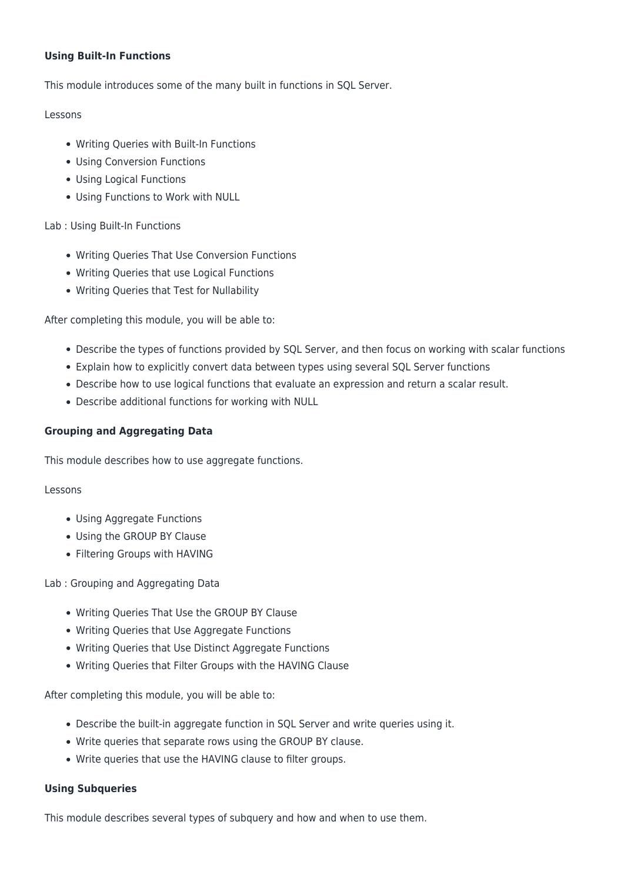**Using Built-In Functions**

This module introduces some of the many built in functions in SQL Server.

Lessons

- Writing Queries with Built-In Functions
- Using Conversion Functions
- Using Logical Functions
- Using Functions to Work with NULL

Lab : Using Built-In Functions

- Writing Queries That Use Conversion Functions
- Writing Queries that use Logical Functions
- Writing Queries that Test for Nullability

After completing this module, you will be able to:

- Describe the types of functions provided by SQL Server, and then focus on working with scalar functions
- Explain how to explicitly convert data between types using several SQL Server functions
- Describe how to use logical functions that evaluate an expression and return a scalar result.
- Describe additional functions for working with NULL

**Grouping and Aggregating Data**

This module describes how to use aggregate functions.

Lessons

- Using Aggregate Functions
- Using the GROUP BY Clause
- Filtering Groups with HAVING

Lab : Grouping and Aggregating Data

- Writing Queries That Use the GROUP BY Clause
- Writing Queries that Use Aggregate Functions
- Writing Queries that Use Distinct Aggregate Functions
- Writing Queries that Filter Groups with the HAVING Clause

After completing this module, you will be able to:

- Describe the built-in aggregate function in SQL Server and write queries using it.
- Write queries that separate rows using the GROUP BY clause.
- Write queries that use the HAVING clause to filter groups.

**Using Subqueries**

This module describes several types of subquery and how and when to use them.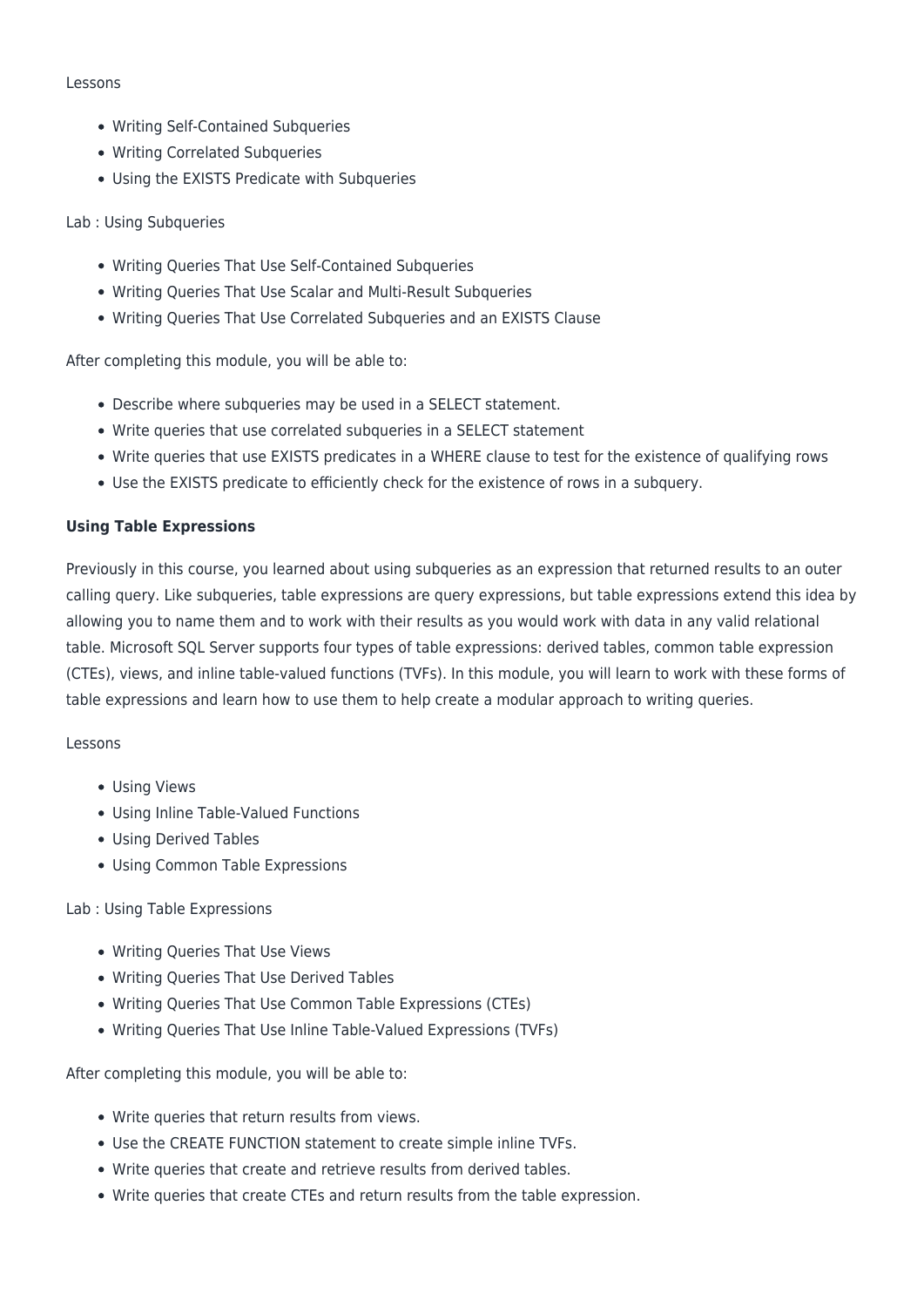Lessons

- Writing Self-Contained Subqueries
- Writing Correlated Subqueries
- Using the EXISTS Predicate with Subqueries

Lab : Using Subqueries

- Writing Queries That Use Self-Contained Subqueries
- Writing Queries That Use Scalar and Multi-Result Subqueries
- Writing Queries That Use Correlated Subqueries and an EXISTS Clause

After completing this module, you will be able to:

- Describe where subqueries may be used in a SELECT statement.
- Write queries that use correlated subqueries in a SELECT statement
- Write queries that use EXISTS predicates in a WHERE clause to test for the existence of qualifying rows
- Use the EXISTS predicate to efficiently check for the existence of rows in a subquery.

**Using Table Expressions**

Previously in this course, you learned about using subqueries as an expression that returned results to an outer calling query. Like subqueries, table expressions are query expressions, but table expressions extend this idea by allowing you to name them and to work with their results as you would work with data in any valid relational table. Microsoft SQL Server supports four types of table expressions: derived tables, common table expression (CTEs), views, and inline table-valued functions (TVFs). In this module, you will learn to work with these forms of table expressions and learn how to use them to help create a modular approach to writing queries.

Lessons

- Using Views
- Using Inline Table-Valued Functions
- Using Derived Tables
- Using Common Table Expressions

Lab : Using Table Expressions

- Writing Queries That Use Views
- Writing Queries That Use Derived Tables
- Writing Queries That Use Common Table Expressions (CTEs)
- Writing Queries That Use Inline Table-Valued Expressions (TVFs)

After completing this module, you will be able to:

- Write queries that return results from views.
- Use the CREATE FUNCTION statement to create simple inline TVFs.
- Write queries that create and retrieve results from derived tables.
- Write queries that create CTEs and return results from the table expression.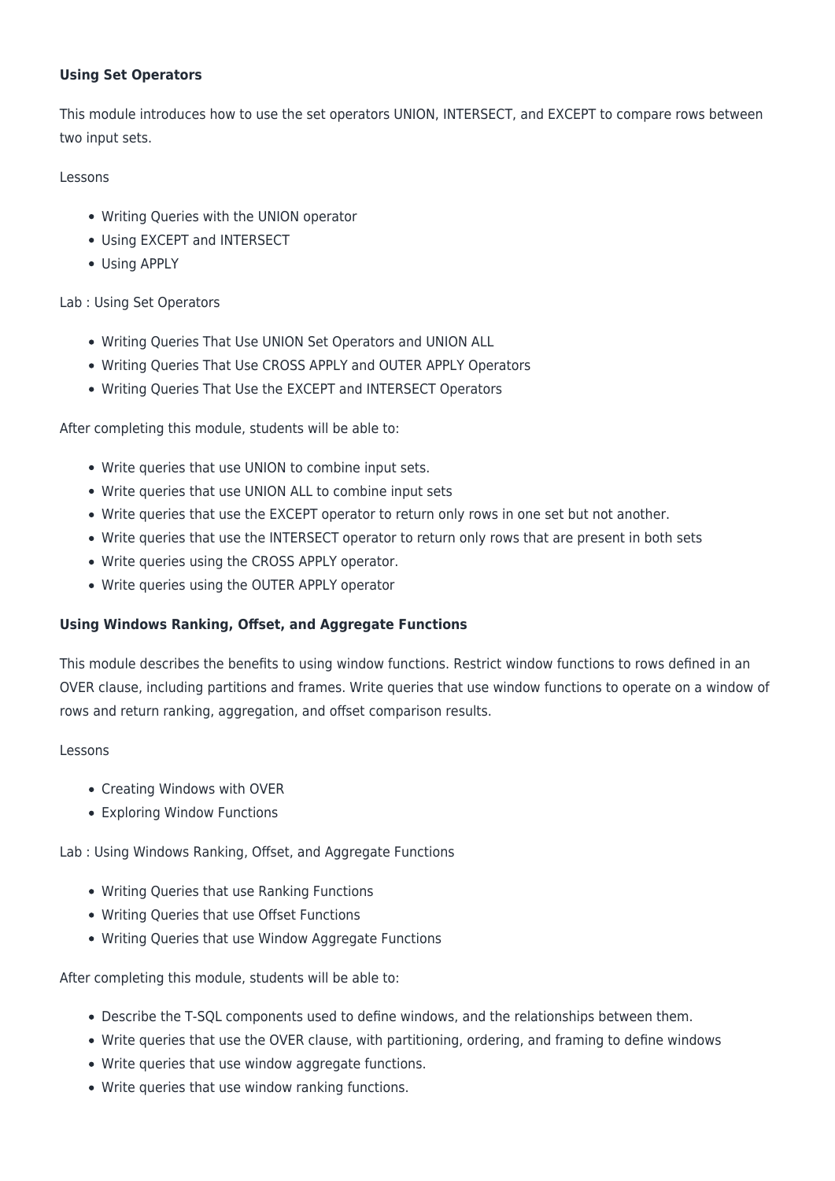**Using Set Operators**

This module introduces how to use the set operators UNION, INTERSECT, and EXCEPT to compare rows between two input sets.

Lessons

- Writing Queries with the UNION operator
- Using EXCEPT and INTERSECT
- Using APPLY

Lab : Using Set Operators

- Writing Queries That Use UNION Set Operators and UNION ALL
- Writing Queries That Use CROSS APPLY and OUTER APPLY Operators
- Writing Queries That Use the EXCEPT and INTERSECT Operators

After completing this module, students will be able to:

- Write queries that use UNION to combine input sets.
- Write queries that use UNION ALL to combine input sets
- Write queries that use the EXCEPT operator to return only rows in one set but not another.
- Write queries that use the INTERSECT operator to return only rows that are present in both sets
- Write queries using the CROSS APPLY operator.
- Write queries using the OUTER APPLY operator

**Using Windows Ranking, Offset, and Aggregate Functions**

This module describes the benefits to using window functions. Restrict window functions to rows defined in an OVER clause, including partitions and frames. Write queries that use window functions to operate on a window of rows and return ranking, aggregation, and offset comparison results.

Lessons

- Creating Windows with OVER
- Exploring Window Functions

Lab : Using Windows Ranking, Offset, and Aggregate Functions

- Writing Queries that use Ranking Functions
- Writing Queries that use Offset Functions
- Writing Queries that use Window Aggregate Functions

After completing this module, students will be able to:

- Describe the T-SQL components used to define windows, and the relationships between them.
- Write queries that use the OVER clause, with partitioning, ordering, and framing to define windows
- Write queries that use window aggregate functions.
- Write queries that use window ranking functions.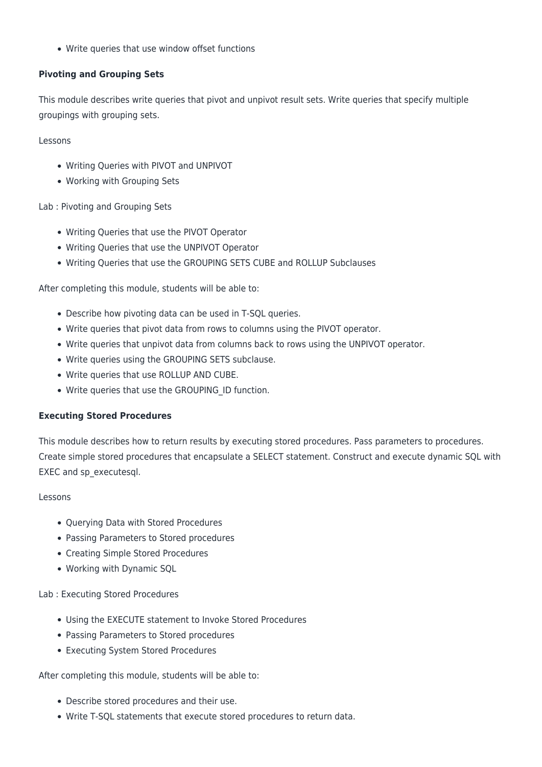- Write queries that use window offset functions

**Pivoting and Grouping Sets**

This module describes write queries that pivot and unpivot result sets. Write queries that specify multiple groupings with grouping sets.

Lessons

- Writing Queries with PIVOT and UNPIVOT
- Working with Grouping Sets

Lab : Pivoting and Grouping Sets

- Writing Queries that use the PIVOT Operator
- Writing Queries that use the UNPIVOT Operator
- Writing Queries that use the GROUPING SETS CUBE and ROLLUP Subclauses

After completing this module, students will be able to:

- Describe how pivoting data can be used in T-SQL queries.
- Write queries that pivot data from rows to columns using the PIVOT operator.
- Write queries that unpivot data from columns back to rows using the UNPIVOT operator.
- Write queries using the GROUPING SETS subclause.
- Write queries that use ROLLUP AND CUBE.
- Write queries that use the GROUPING_ID function.

**Executing Stored Procedures**

This module describes how to return results by executing stored procedures. Pass parameters to procedures. Create simple stored procedures that encapsulate a SELECT statement. Construct and execute dynamic SQL with EXEC and sp_executesql.

Lessons

- Querying Data with Stored Procedures
- Passing Parameters to Stored procedures
- Creating Simple Stored Procedures
- Working with Dynamic SQL

Lab : Executing Stored Procedures

- Using the EXECUTE statement to Invoke Stored Procedures
- Passing Parameters to Stored procedures
- Executing System Stored Procedures

After completing this module, students will be able to:

- Describe stored procedures and their use.
- Write T-SQL statements that execute stored procedures to return data.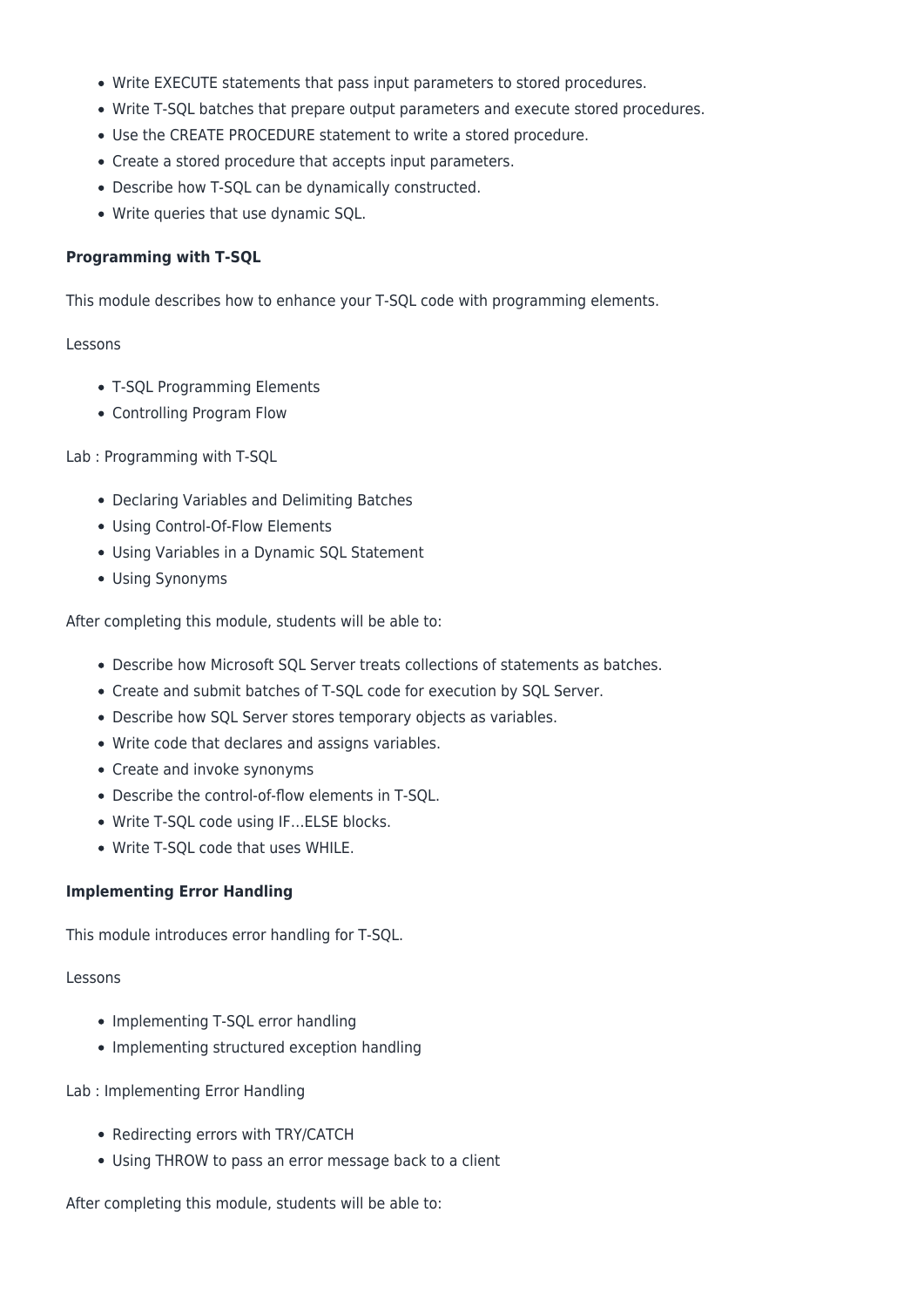- Write EXECUTE statements that pass input parameters to stored procedures.
- Write T-SQL batches that prepare output parameters and execute stored procedures.
- Use the CREATE PROCEDURE statement to write a stored procedure.
- Create a stored procedure that accepts input parameters.
- Describe how T-SQL can be dynamically constructed.
- Write queries that use dynamic SQL.

**Programming with T-SQL**

This module describes how to enhance your T-SQL code with programming elements.

Lessons

- T-SQL Programming Elements
- Controlling Program Flow

Lab : Programming with T-SQL

- Declaring Variables and Delimiting Batches
- Using Control-Of-Flow Elements
- Using Variables in a Dynamic SQL Statement
- Using Synonyms

After completing this module, students will be able to:

- Describe how Microsoft SQL Server treats collections of statements as batches.
- Create and submit batches of T-SQL code for execution by SQL Server.
- Describe how SQL Server stores temporary objects as variables.
- Write code that declares and assigns variables.
- Create and invoke synonyms
- Describe the control-of-flow elements in T-SQL.
- Write T-SQL code using IF…ELSE blocks.
- Write T-SQL code that uses WHILE.

**Implementing Error Handling**

This module introduces error handling for T-SQL.

Lessons

- Implementing T-SQL error handling
- Implementing structured exception handling

Lab : Implementing Error Handling

- Redirecting errors with TRY/CATCH
- Using THROW to pass an error message back to a client

After completing this module, students will be able to: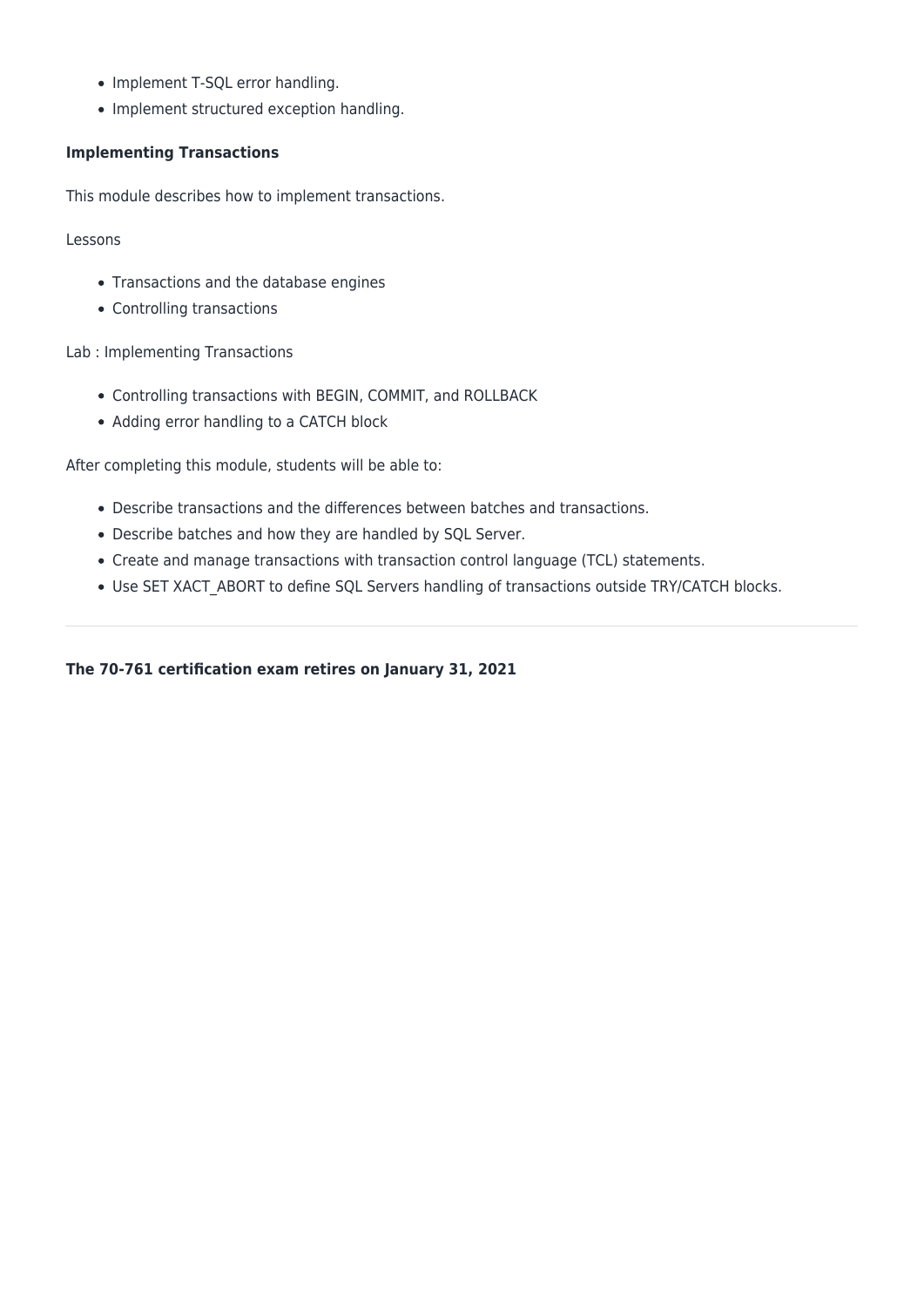- Implement T-SQL error handling.
- Implement structured exception handling.

**Implementing Transactions**

This module describes how to implement transactions.

Lessons

- Transactions and the database engines
- Controlling transactions

Lab : Implementing Transactions

- Controlling transactions with BEGIN, COMMIT, and ROLLBACK
- Adding error handling to a CATCH block

After completing this module, students will be able to:

- Describe transactions and the differences between batches and transactions.
- Describe batches and how they are handled by SQL Server.
- Create and manage transactions with transaction control language (TCL) statements.
- Use SET XACT_ABORT to define SQL Servers handling of transactions outside TRY/CATCH blocks.

---

**The 70-761 certification exam retires on January 31, 2021**